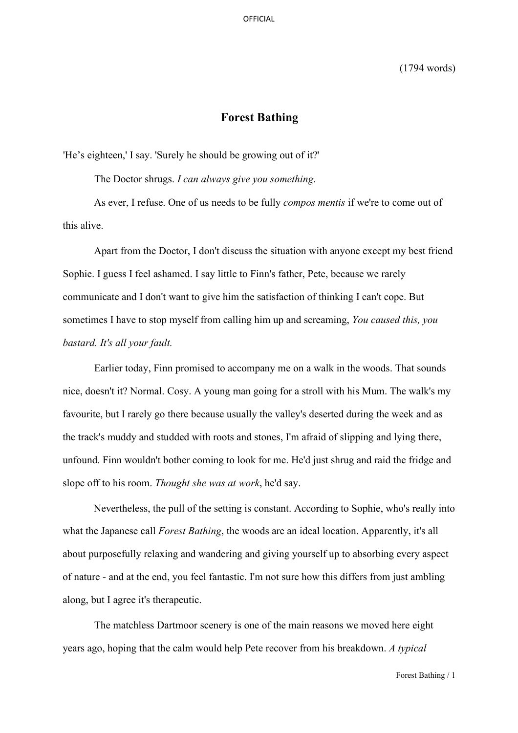(1794 words)

# Forest Bathing

'He’s eighteen,' I say. 'Surely he should be growing out of it?'

The Doctor shrugs. *I can always give you something*.

As ever, I refuse. One of us needs to be fully *compos mentis* if we're to come out of this alive.

Apart from the Doctor, I don't discuss the situation with anyone except my best friend Sophie. I guess I feel ashamed. I say little to Finn's father, Pete, because we rarely communicate and I don't want to give him the satisfaction of thinking I can't cope. But sometimes I have to stop myself from calling him up and screaming, *You caused this, you bastard. It's all your fault.*

Earlier today, Finn promised to accompany me on a walk in the woods. That sounds nice, doesn't it? Normal. Cosy. A young man going for a stroll with his Mum. The walk's my favourite, but I rarely go there because usually the valley's deserted during the week and as the track's muddy and studded with roots and stones, I'm afraid of slipping and lying there, unfound. Finn wouldn't bother coming to look for me. He'd just shrug and raid the fridge and slope off to his room. *Thought she was at work*, he'd say.

Nevertheless, the pull of the setting is constant. According to Sophie, who's really into what the Japanese call *Forest Bathing*, the woods are an ideal location. Apparently, it's all about purposefully relaxing and wandering and giving yourself up to absorbing every aspect of nature - and at the end, you feel fantastic. I'm not sure how this differs from just ambling along, but I agree it's therapeutic.

The matchless Dartmoor scenery is one of the main reasons we moved here eight years ago, hoping that the calm would help Pete recover from his breakdown. *A typical*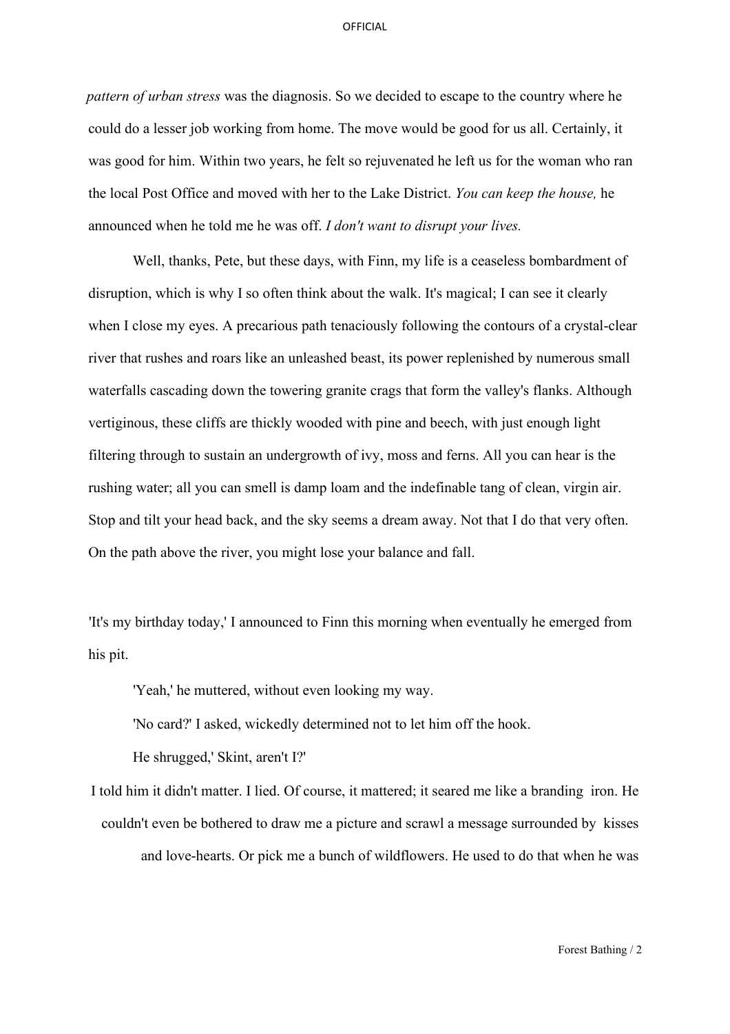*pattern of urban stress* was the diagnosis. So we decided to escape to the country where he could do a lesser job working from home. The move would be good for us all. Certainly, it was good for him. Within two years, he felt so rejuvenated he left us for the woman who ran the local Post Office and moved with her to the Lake District. *You can keep the house,* he announced when he told me he was off. *I don't want to disrupt your lives.*

Well, thanks, Pete, but these days, with Finn, my life is a ceaseless bombardment of disruption, which is why I so often think about the walk. It's magical; I can see it clearly when I close my eyes. A precarious path tenaciously following the contours of a crystal-clear river that rushes and roars like an unleashed beast, its power replenished by numerous small waterfalls cascading down the towering granite crags that form the valley's flanks. Although vertiginous, these cliffs are thickly wooded with pine and beech, with just enough light filtering through to sustain an undergrowth of ivy, moss and ferns. All you can hear is the rushing water; all you can smell is damp loam and the indefinable tang of clean, virgin air. Stop and tilt your head back, and the sky seems a dream away. Not that I do that very often. On the path above the river, you might lose your balance and fall.

'It's my birthday today,' I announced to Finn this morning when eventually he emerged from his pit.

'Yeah,' he muttered, without even looking my way.

'No card?' I asked, wickedly determined not to let him off the hook.

He shrugged,' Skint, aren't I?'

I told him it didn't matter. I lied. Of course, it mattered; it seared me like a branding iron. He couldn't even be bothered to draw me a picture and scrawl a message surrounded by kisses and love-hearts. Or pick me a bunch of wildflowers. He used to do that when he was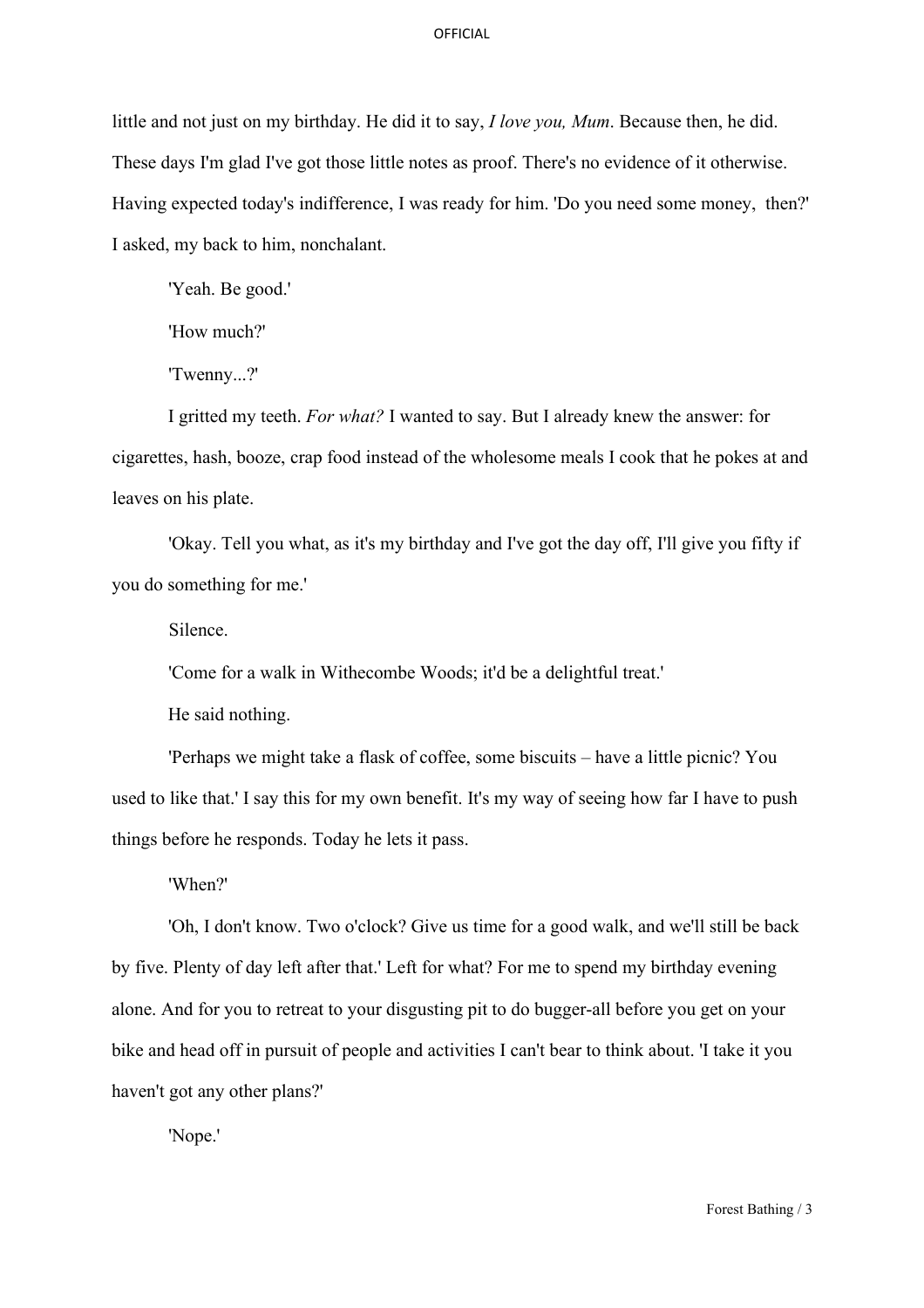little and not just on my birthday. He did it to say, *I love you, Mum*. Because then, he did. These days I'm glad I've got those little notes as proof. There's no evidence of it otherwise. Having expected today's indifference, I was ready for him. 'Do you need some money, then?' I asked, my back to him, nonchalant.

'Yeah. Be good.'

'How much?'

'Twenny...?'

I gritted my teeth. *For what?* I wanted to say. But I already knew the answer: for cigarettes, hash, booze, crap food instead of the wholesome meals I cook that he pokes at and leaves on his plate.

'Okay. Tell you what, as it's my birthday and I've got the day off, I'll give you fifty if you do something for me.'

Silence.

'Come for a walk in Withecombe Woods; it'd be a delightful treat.'

He said nothing.

'Perhaps we might take a flask of coffee, some biscuits – have a little picnic? You used to like that.' I say this for my own benefit. It's my way of seeing how far I have to push things before he responds. Today he lets it pass.

'When?'

'Oh, I don't know. Two o'clock? Give us time for a good walk, and we'll still be back by five. Plenty of day left after that.' Left for what? For me to spend my birthday evening alone. And for you to retreat to your disgusting pit to do bugger-all before you get on your bike and head off in pursuit of people and activities I can't bear to think about. 'I take it you haven't got any other plans?'

'Nope.'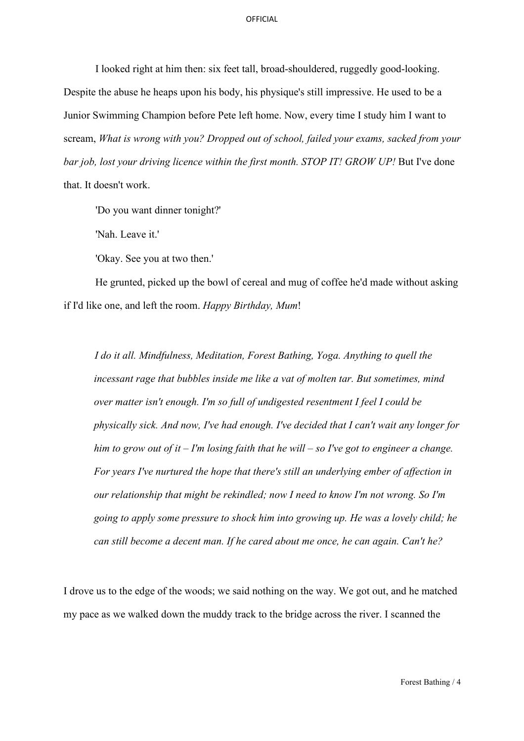I looked right at him then: six feet tall, broad-shouldered, ruggedly good-looking. Despite the abuse he heaps upon his body, his physique's still impressive. He used to be a Junior Swimming Champion before Pete left home. Now, every time I study him I want to scream, *What is wrong with you? Dropped out of school, failed your exams, sacked from your bar job, lost your driving licence within the first month. STOP IT! GROW UP!* But I've done that. It doesn't work.

'Do you want dinner tonight?'

'Nah. Leave it.'

'Okay. See you at two then.'

He grunted, picked up the bowl of cereal and mug of coffee he'd made without asking if I'd like one, and left the room. *Happy Birthday, Mum*!

> *I do it all. Mindfulness, Meditation, Forest Bathing, Yoga. Anything to quell the incessant rage that bubbles inside me like a vat of molten tar. But sometimes, mind over matter isn't enough. I'm so full of undigested resentment I feel I could be physically sick. And now, I've had enough. I've decided that I can't wait any longer for him to grow out of it – I'm losing faith that he will – so I've got to engineer a change. For years I've nurtured the hope that there's still an underlying ember of affection in our relationship that might be rekindled; now I need to know I'm not wrong. So I'm going to apply some pressure to shock him into growing up. He was a lovely child; he can still become a decent man. If he cared about me once, he can again. Can't he?*

I drove us to the edge of the woods; we said nothing on the way. We got out, and he matched my pace as we walked down the muddy track to the bridge across the river. I scanned the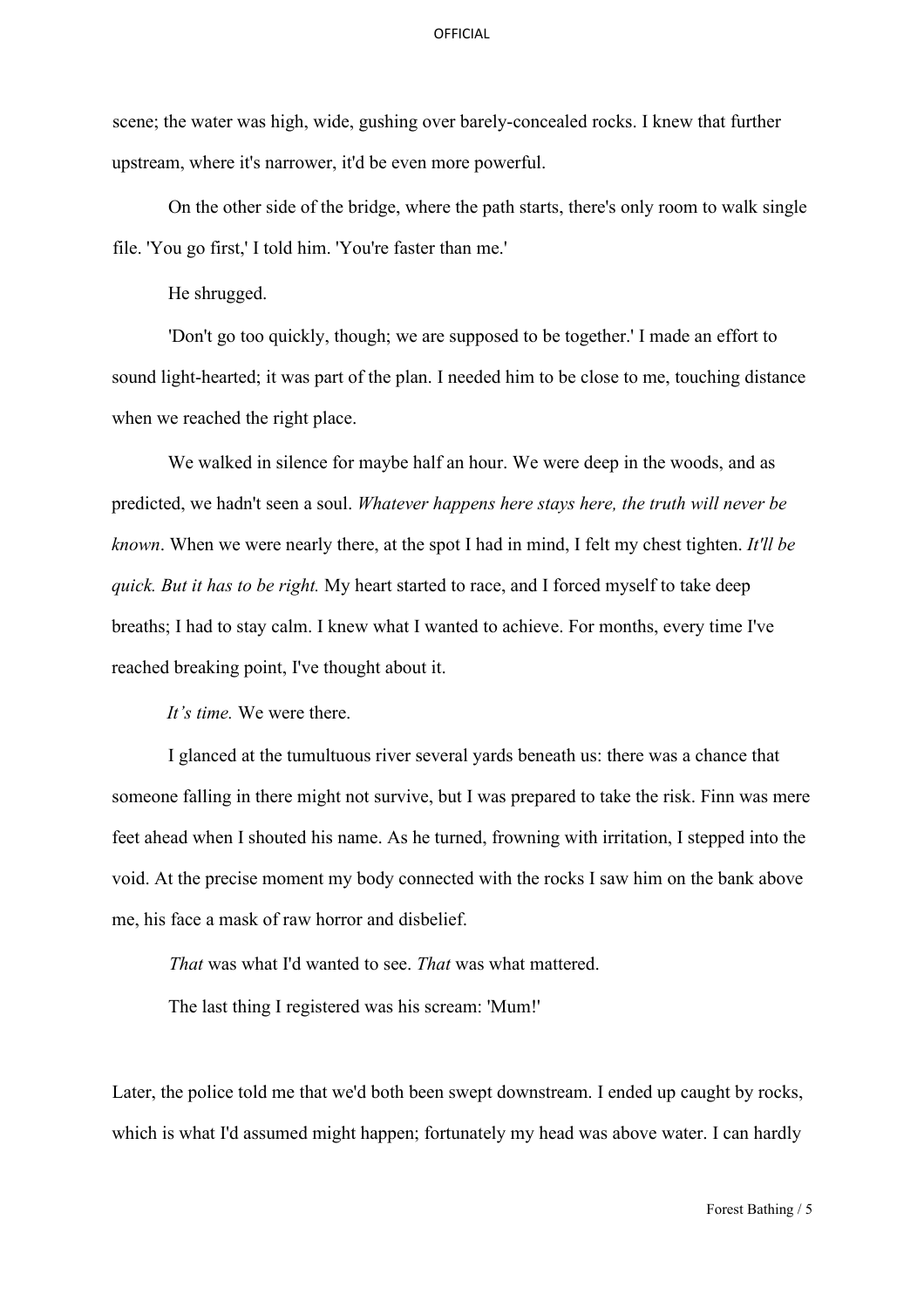scene; the water was high, wide, gushing over barely-concealed rocks. I knew that further upstream, where it's narrower, it'd be even more powerful.

On the other side of the bridge, where the path starts, there's only room to walk single file. 'You go first,' I told him. 'You're faster than me.'

He shrugged.

'Don't go too quickly, though; we are supposed to be together.' I made an effort to sound light-hearted; it was part of the plan. I needed him to be close to me, touching distance when we reached the right place.

We walked in silence for maybe half an hour. We were deep in the woods, and as predicted, we hadn't seen a soul. *Whatever happens here stays here, the truth will never be known*. When we were nearly there, at the spot I had in mind, I felt my chest tighten. *It'll be quick. But it has to be right.* My heart started to race, and I forced myself to take deep breaths; I had to stay calm. I knew what I wanted to achieve. For months, every time I've reached breaking point, I've thought about it.

*It's time.* We were there.

I glanced at the tumultuous river several yards beneath us: there was a chance that someone falling in there might not survive, but I was prepared to take the risk. Finn was mere feet ahead when I shouted his name. As he turned, frowning with irritation, I stepped into the void. At the precise moment my body connected with the rocks I saw him on the bank above me, his face a mask of raw horror and disbelief.

*That* was what I'd wanted to see. *That* was what mattered.

The last thing I registered was his scream: 'Mum!'

Later, the police told me that we'd both been swept downstream. I ended up caught by rocks, which is what I'd assumed might happen; fortunately my head was above water. I can hardly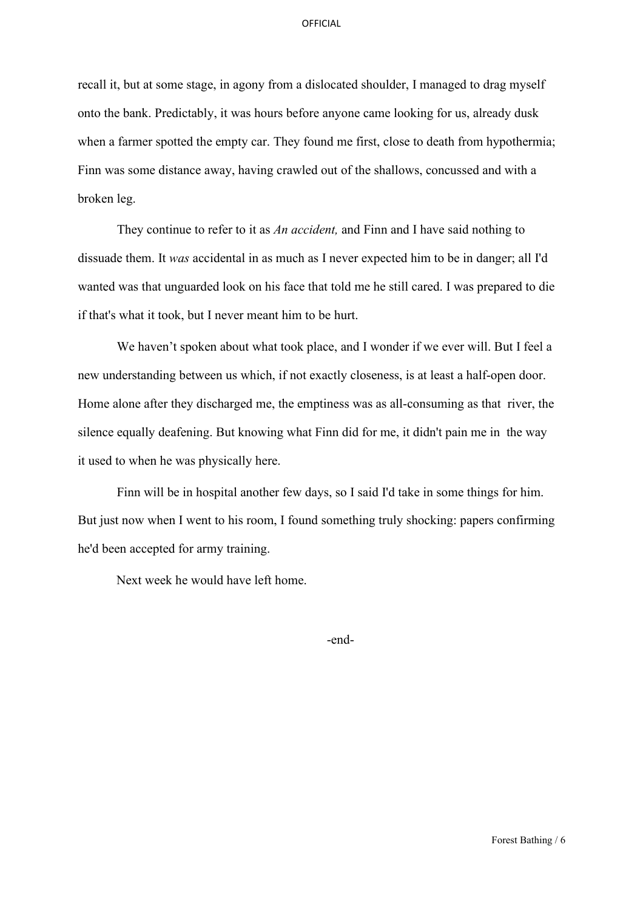recall it, but at some stage, in agony from a dislocated shoulder, I managed to drag myself onto the bank. Predictably, it was hours before anyone came looking for us, already dusk when a farmer spotted the empty car. They found me first, close to death from hypothermia; Finn was some distance away, having crawled out of the shallows, concussed and with a broken leg.

They continue to refer to it as *An accident,* and Finn and I have said nothing to dissuade them. It *was* accidental in as much as I never expected him to be in danger; all I'd wanted was that unguarded look on his face that told me he still cared. I was prepared to die if that's what it took, but I never meant him to be hurt.

We haven't spoken about what took place, and I wonder if we ever will. But I feel a new understanding between us which, if not exactly closeness, is at least a half-open door. Home alone after they discharged me, the emptiness was as all-consuming as that river, the silence equally deafening. But knowing what Finn did for me, it didn't pain me in the way it used to when he was physically here.

Finn will be in hospital another few days, so I said I'd take in some things for him. But just now when I went to his room, I found something truly shocking: papers confirming he'd been accepted for army training.

Next week he would have left home.

-end-